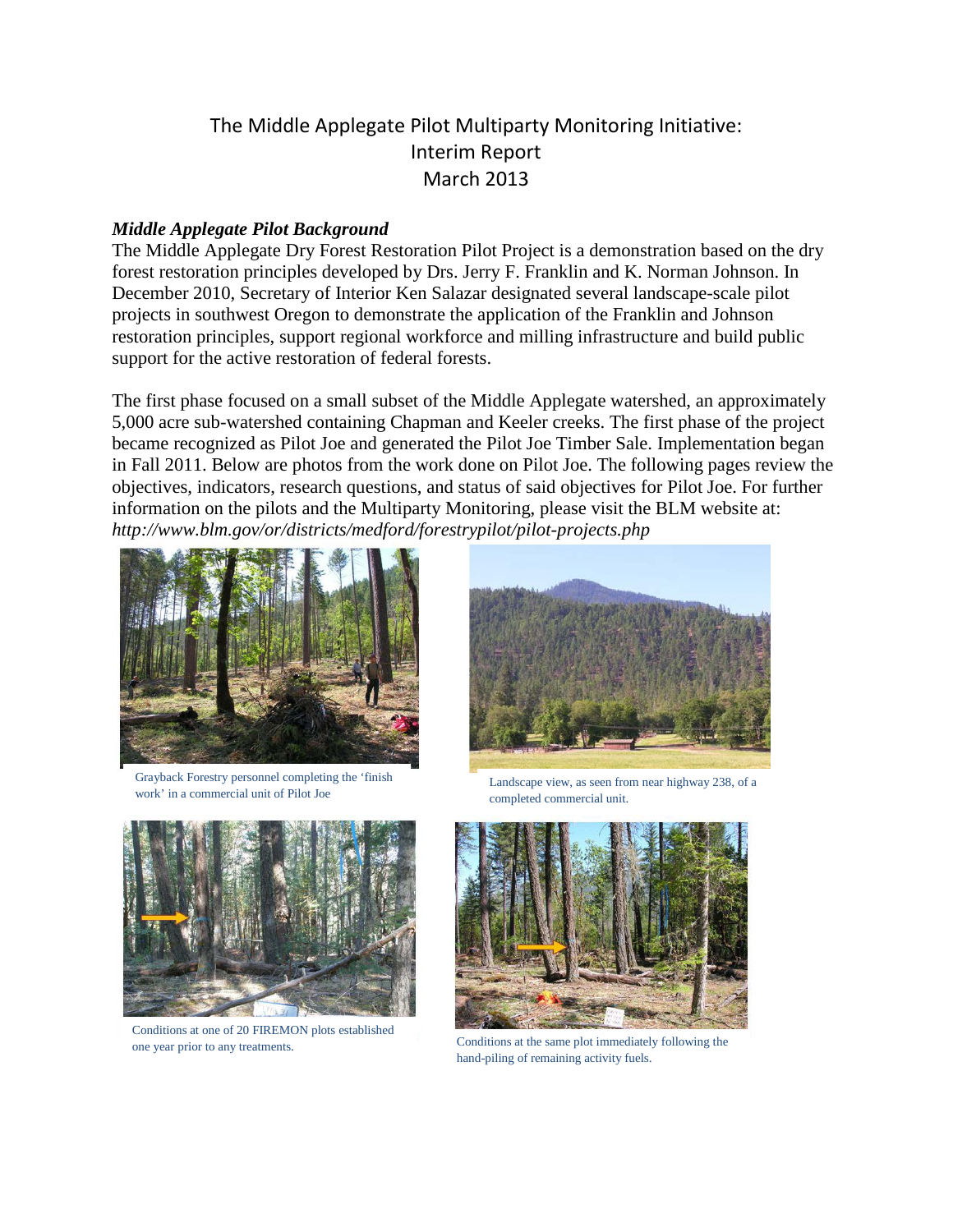# The Middle Applegate Pilot Multiparty Monitoring Initiative: Interim Report March 2013

## *Middle Applegate Pilot Background*

The Middle Applegate Dry Forest Restoration Pilot Project is a demonstration based on the dry forest restoration principles developed by Drs. Jerry F. Franklin and K. Norman Johnson. In December 2010, Secretary of Interior Ken Salazar designated several landscape-scale pilot projects in southwest Oregon to demonstrate the application of the Franklin and Johnson restoration principles, support regional workforce and milling infrastructure and build public support for the active restoration of federal forests.

The first phase focused on a small subset of the Middle Applegate watershed, an approximately 5,000 acre sub-watershed containing Chapman and Keeler creeks. The first phase of the project became recognized as Pilot Joe and generated the Pilot Joe Timber Sale. Implementation began in Fall 2011. Below are photos from the work done on Pilot Joe. The following pages review the objectives, indicators, research questions, and status of said objectives for Pilot Joe. For further information on the pilots and the Multiparty Monitoring, please visit the BLM website at: *http://www.blm.gov/or/districts/medford/forestrypilot/pilot-projects.php*

Grayback Forestry personnel completing the 'finish work' in a commercial unit of Pilot Joe

Landscape view, as seen from near highway 238, of a completed commercial unit.

Conditions at one of 20 FIREMON plots established one year prior to any treatments.

Conditions at the same plot immediately following the hand-piling of remaining activity fuels.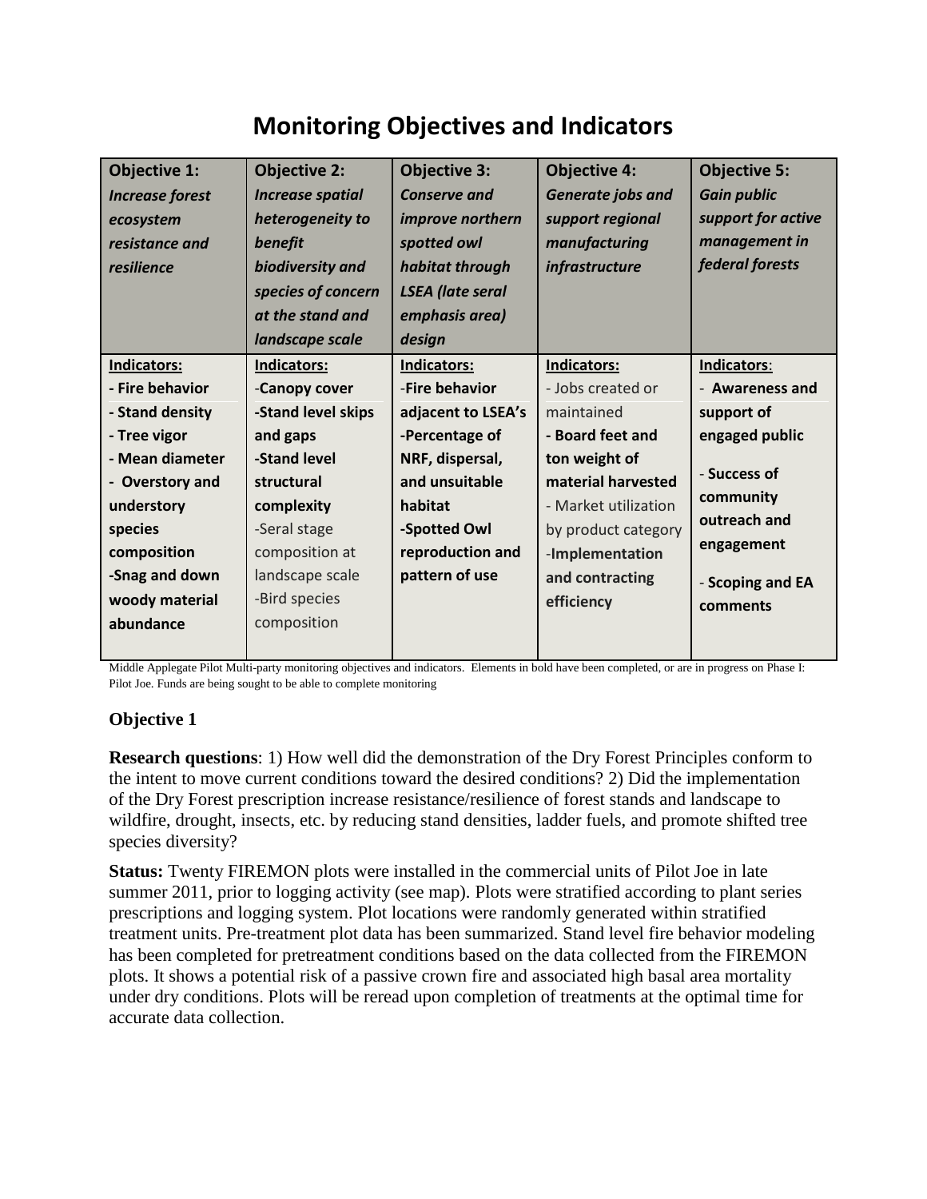# Monitoring Objectives and Indicators

| **Objective 1:** ***Increase forest ecosystem resistance and resilience*** | **Objective 2:** ***Increase spatial heterogeneity to benefit biodiversity and species of concern at the stand and landscape scale*** | **Objective 3:** ***Conserve and improve northern spotted owl habitat through LSEA (late seral emphasis area) design*** | **Objective 4:** ***Generate jobs and support regional manufacturing infrastructure*** | **Objective 5:** ***Gain public support for active management in federal forests*** |
|---|---|---|---|---|
| **Indicators:**<br>**- Fire behavior**<br>**- Stand density**<br>**- Tree vigor**<br>**- Mean diameter**<br>**- Overstory and understory species composition**<br>**-Snag and down woody material abundance** | **Indicators:**<br>-**Canopy cover**<br>**-Stand level skips and gaps**<br>**-Stand level structural complexity**<br>-Seral stage composition at landscape scale<br>-Bird species composition | **Indicators:**<br>-**Fire behavior adjacent to LSEA's**<br>**-Percentage of NRF, dispersal, and unsuitable habitat**<br>**-Spotted Owl reproduction and pattern of use** | **Indicators:**<br>- Jobs created or maintained<br>**- Board feet and ton weight of material harvested**<br>- Market utilization by product category<br>-**Implementation and contracting efficiency** | **Indicators:**<br>- **Awareness and support of engaged public**<br><br>- **Success of community outreach and engagement**<br><br>- **Scoping and EA comments** |

Middle Applegate Pilot Multi-party monitoring objectives and indicators. Elements in bold have been completed, or are in progress on Phase I: Pilot Joe. Funds are being sought to be able to complete monitoring

### Objective 1

**Research questions**: 1) How well did the demonstration of the Dry Forest Principles conform to the intent to move current conditions toward the desired conditions? 2) Did the implementation of the Dry Forest prescription increase resistance/resilience of forest stands and landscape to wildfire, drought, insects, etc. by reducing stand densities, ladder fuels, and promote shifted tree species diversity?

**Status:** Twenty FIREMON plots were installed in the commercial units of Pilot Joe in late summer 2011, prior to logging activity (see map). Plots were stratified according to plant series prescriptions and logging system. Plot locations were randomly generated within stratified treatment units. Pre-treatment plot data has been summarized. Stand level fire behavior modeling has been completed for pretreatment conditions based on the data collected from the FIREMON plots. It shows a potential risk of a passive crown fire and associated high basal area mortality under dry conditions. Plots will be reread upon completion of treatments at the optimal time for accurate data collection.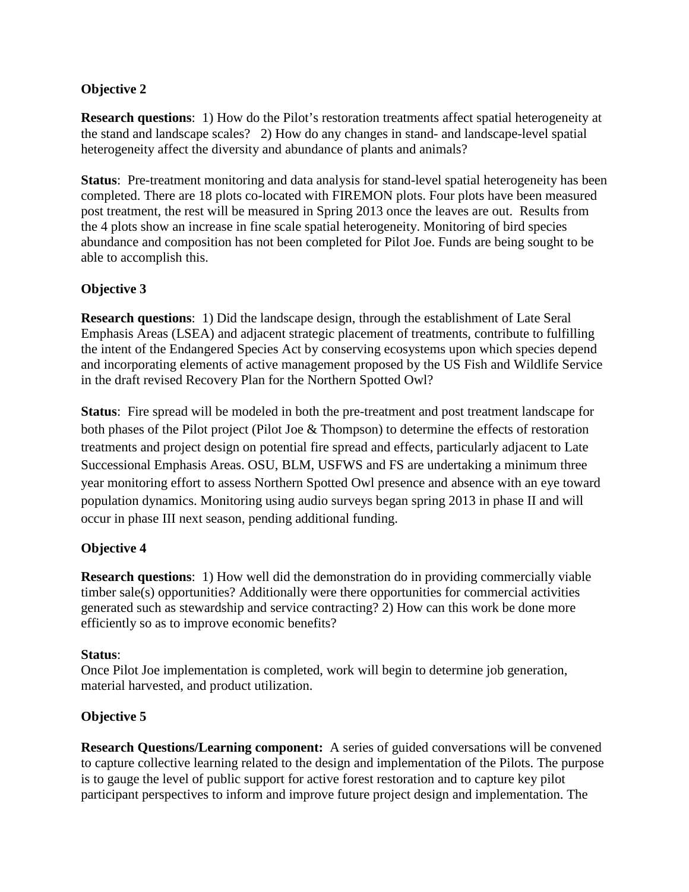**Objective 2**

**Research questions**: 1) How do the Pilot's restoration treatments affect spatial heterogeneity at the stand and landscape scales? 2) How do any changes in stand- and landscape-level spatial heterogeneity affect the diversity and abundance of plants and animals?

**Status**: Pre-treatment monitoring and data analysis for stand-level spatial heterogeneity has been completed. There are 18 plots co-located with FIREMON plots. Four plots have been measured post treatment, the rest will be measured in Spring 2013 once the leaves are out. Results from the 4 plots show an increase in fine scale spatial heterogeneity. Monitoring of bird species abundance and composition has not been completed for Pilot Joe. Funds are being sought to be able to accomplish this.

**Objective 3**

**Research questions**: 1) Did the landscape design, through the establishment of Late Seral Emphasis Areas (LSEA) and adjacent strategic placement of treatments, contribute to fulfilling the intent of the Endangered Species Act by conserving ecosystems upon which species depend and incorporating elements of active management proposed by the US Fish and Wildlife Service in the draft revised Recovery Plan for the Northern Spotted Owl?

**Status**: Fire spread will be modeled in both the pre-treatment and post treatment landscape for both phases of the Pilot project (Pilot Joe & Thompson) to determine the effects of restoration treatments and project design on potential fire spread and effects, particularly adjacent to Late Successional Emphasis Areas. OSU, BLM, USFWS and FS are undertaking a minimum three year monitoring effort to assess Northern Spotted Owl presence and absence with an eye toward population dynamics. Monitoring using audio surveys began spring 2013 in phase II and will occur in phase III next season, pending additional funding.

**Objective 4**

**Research questions**: 1) How well did the demonstration do in providing commercially viable timber sale(s) opportunities? Additionally were there opportunities for commercial activities generated such as stewardship and service contracting? 2) How can this work be done more efficiently so as to improve economic benefits?

**Status**:
Once Pilot Joe implementation is completed, work will begin to determine job generation, material harvested, and product utilization.

**Objective 5**

**Research Questions/Learning component:** A series of guided conversations will be convened to capture collective learning related to the design and implementation of the Pilots. The purpose is to gauge the level of public support for active forest restoration and to capture key pilot participant perspectives to inform and improve future project design and implementation. The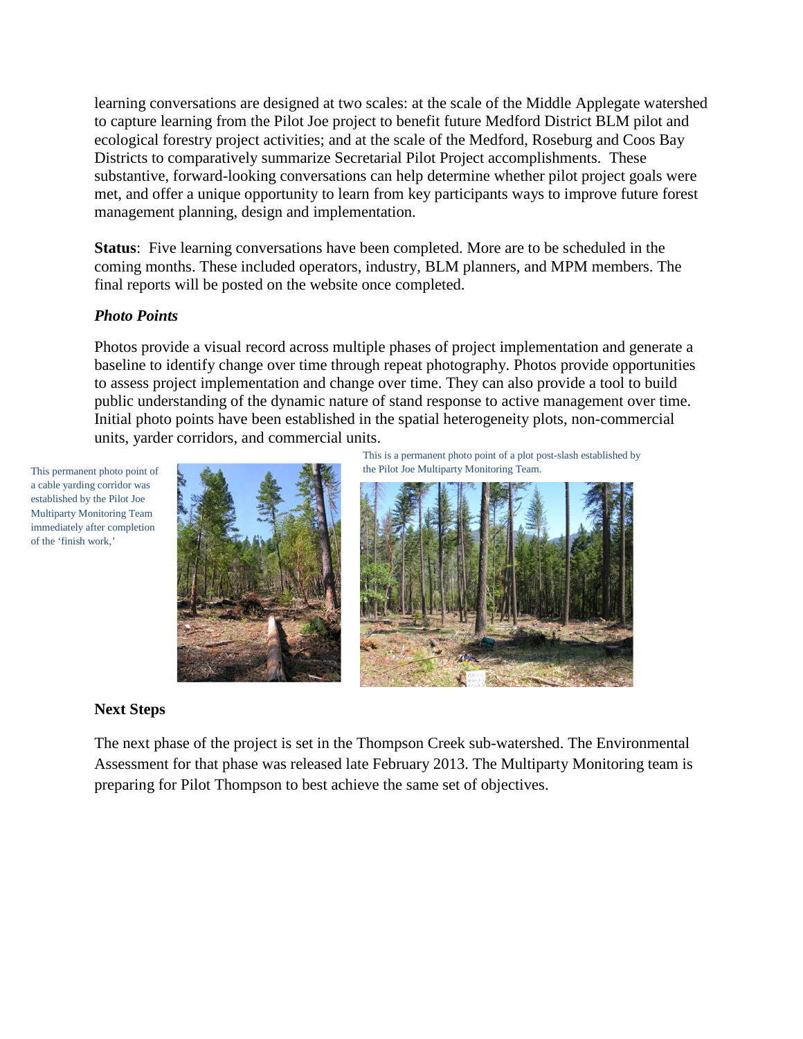learning conversations are designed at two scales: at the scale of the Middle Applegate watershed to capture learning from the Pilot Joe project to benefit future Medford District BLM pilot and ecological forestry project activities; and at the scale of the Medford, Roseburg and Coos Bay Districts to comparatively summarize Secretarial Pilot Project accomplishments. These substantive, forward-looking conversations can help determine whether pilot project goals were met, and offer a unique opportunity to learn from key participants ways to improve future forest management planning, design and implementation.

**Status**: Five learning conversations have been completed. More are to be scheduled in the coming months. These included operators, industry, BLM planners, and MPM members. The final reports will be posted on the website once completed.

***Photo Points***

Photos provide a visual record across multiple phases of project implementation and generate a baseline to identify change over time through repeat photography. Photos provide opportunities to assess project implementation and change over time. They can also provide a tool to build public understanding of the dynamic nature of stand response to active management over time. Initial photo points have been established in the spatial heterogeneity plots, non-commercial units, yarder corridors, and commercial units.

This permanent photo point of a cable yarding corridor was established by the Pilot Joe Multiparty Monitoring Team immediately after completion of the 'finish work,'

This is a permanent photo point of a plot post-slash established by the Pilot Joe Multiparty Monitoring Team.

**Next Steps**

The next phase of the project is set in the Thompson Creek sub-watershed. The Environmental Assessment for that phase was released late February 2013. The Multiparty Monitoring team is preparing for Pilot Thompson to best achieve the same set of objectives.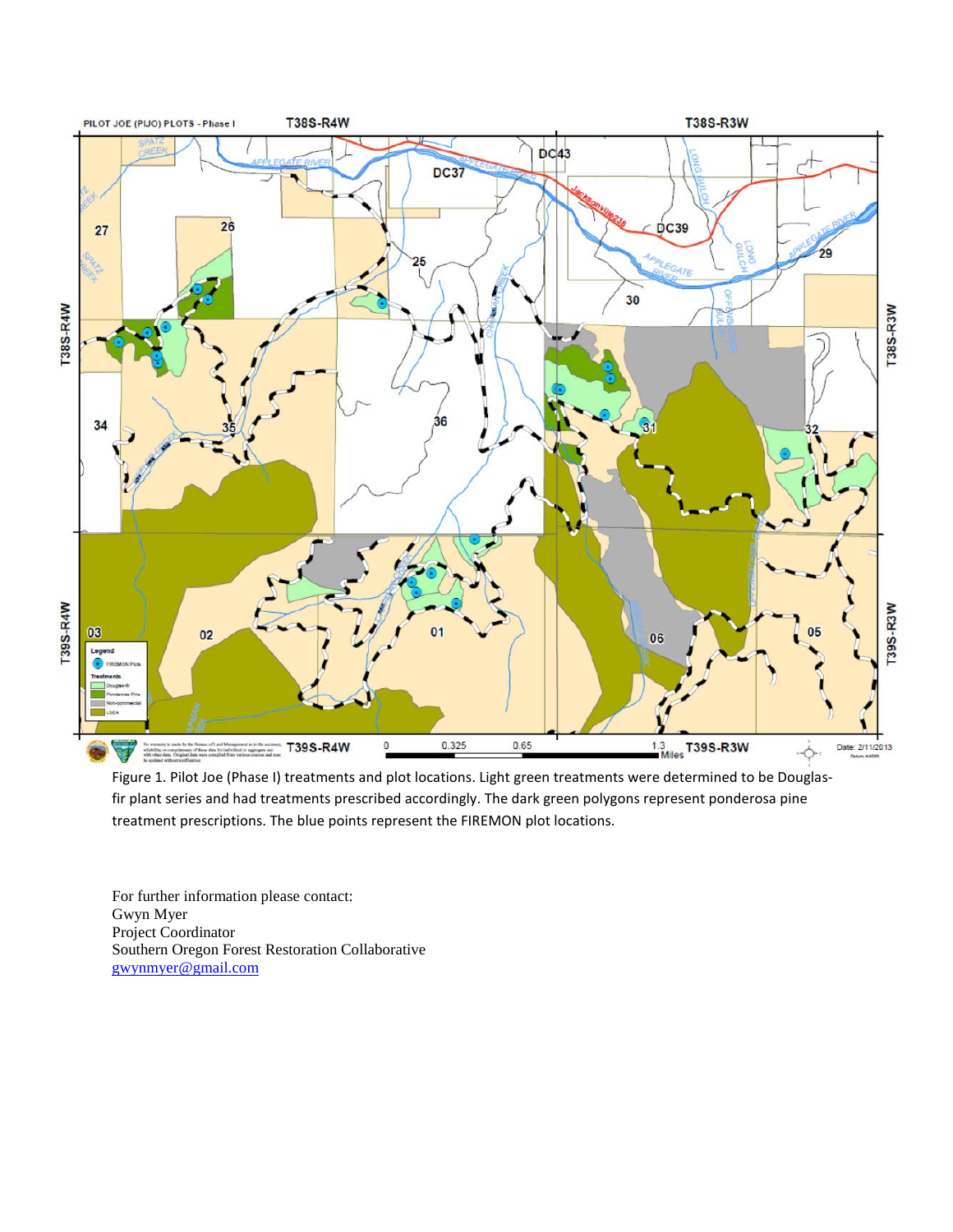PILOT JOE (PIJO) PLOTS - Phase I

T38S-R4W

T38S-R3W

T39S-R4W

T39S-R3W

Legend

FIREMON Plots

Treatments

Douglas-fir

Ponderosa Pine

Non-commercial

LSEA

0 0.325 0.65 1.3 Miles

Date: 2/11/2013

Figure 1. Pilot Joe (Phase I) treatments and plot locations. Light green treatments were determined to be Douglas-fir plant series and had treatments prescribed accordingly. The dark green polygons represent ponderosa pine treatment prescriptions. The blue points represent the FIREMON plot locations.

For further information please contact:
Gwyn Myer
Project Coordinator
Southern Oregon Forest Restoration Collaborative
gwynmyer@gmail.com